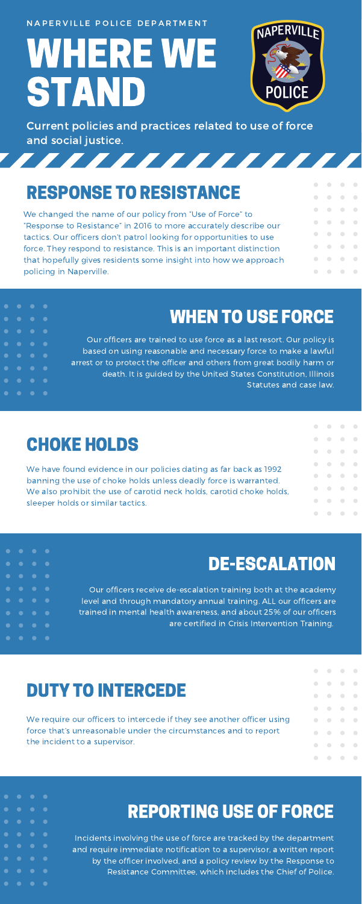NAPERVILLE POLICE DEPARTMENT

# WHERE WE STAND

Current policies and practices related to use of force and social justice.

## RESPONSE TO RESISTANCE

We changed the name of our policy from "Use of Force" to "Response to Resistance" in 2016 to more accurately describe our tactics. Our officers don't patrol looking for opportunities to use force. They respond to resistance. This is an important distinction that hopefully gives residents some insight into how we approach policing in Naperville.

## WHEN TO USE FORCE

Our officers are trained to use force as a last resort. Our policy is based on using reasonable and necessary force to make a lawful arrest or to protect the officer and others from great bodily harm or death. It is guided by the United States Constitution, Illinois Statutes and case law.

## CHOKE HOLDS

We have found evidence in our policies dating as far back as 1992 banning the use of choke holds unless deadly force is warranted. We also prohibit the use of carotid neck holds, carotid choke holds, sleeper holds or similar tactics.

## DE-ESCALATION

Our officers receive de-escalation training both at the academy level and through mandatory annual training. ALL our officers are trained in mental health awareness, and about 25% of our officers are certified in Crisis Intervention Training.

## DUTY TO INTERCEDE

We require our officers to intercede if they see another officer using force that's unreasonable under the circumstances and to report the incident to a supervisor.

## REPORTING USE OF FORCE

Incidents involving the use of force are tracked by the department and require immediate notification to a supervisor, a written report by the officer involved, and a policy review by the Response to Resistance Committee, which includes the Chief of Police.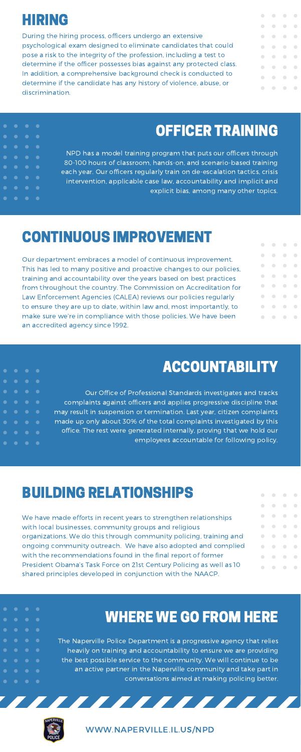## HIRING

During the hiring process, officers undergo an extensive psychological exam designed to eliminate candidates that could pose a risk to the integrity of the profession, including a test to determine if the officer possesses bias against any protected class. In addition, a comprehensive background check is conducted to determine if the candidate has any history of violence, abuse, or discrimination.

## OFFICER TRAINING

NPD has a model training program that puts our officers through 80-100 hours of classroom, hands-on, and scenario-based training each year. Our officers regularly train on de-escalation tactics, crisis intervention, applicable case law, accountability and implicit and explicit bias, among many other topics.

## CONTINUOUS IMPROVEMENT

Our department embraces a model of continuous improvement. This has led to many positive and proactive changes to our policies, training and accountability over the years based on best practices from throughout the country. The Commission on Accreditation for Law Enforcement Agencies (CALEA) reviews our policies regularly to ensure they are up to date, within law and, most importantly, to make sure we're in compliance with those policies. We have been an accredited agency since 1992.

## ACCOUNTABILITY

Our Office of Professional Standards investigates and tracks complaints against officers and applies progressive discipline that may result in suspension or termination. Last year, citizen complaints made up only about 30% of the total complaints investigated by this office. The rest were generated internally, proving that we hold our employees accountable for following policy.

## BUILDING RELATIONSHIPS

We have made efforts in recent years to strengthen relationships with local businesses, community groups and religious organizations. We do this through community policing, training and ongoing community outreach. We have also adopted and complied with the recommendations found in the final report of former President Obama's Task Force on 21st Century Policing as well as 10 shared principles developed in conjunction with the NAACP.

## WHERE WE GO FROM HERE

The Naperville Police Department is a progressive agency that relies heavily on training and accountability to ensure we are providing the best possible service to the community. We will continue to be an active partner in the Naperville community and take part in conversations aimed at making policing better.

WWW.NAPERVILLE.IL.US/NPD